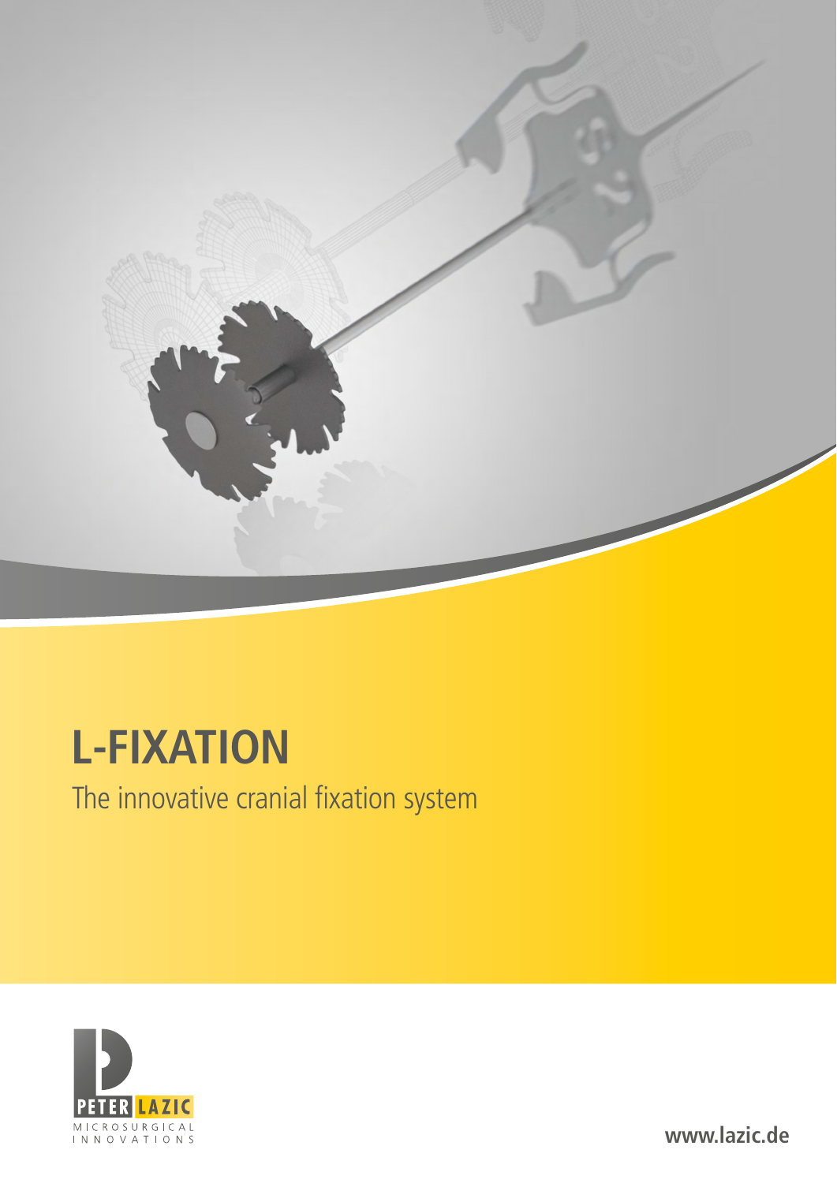# L-FIXATION

The innovative cranial fixation system

PETER LAZIC
MICROSURGICAL INNOVATIONS

www.lazic.de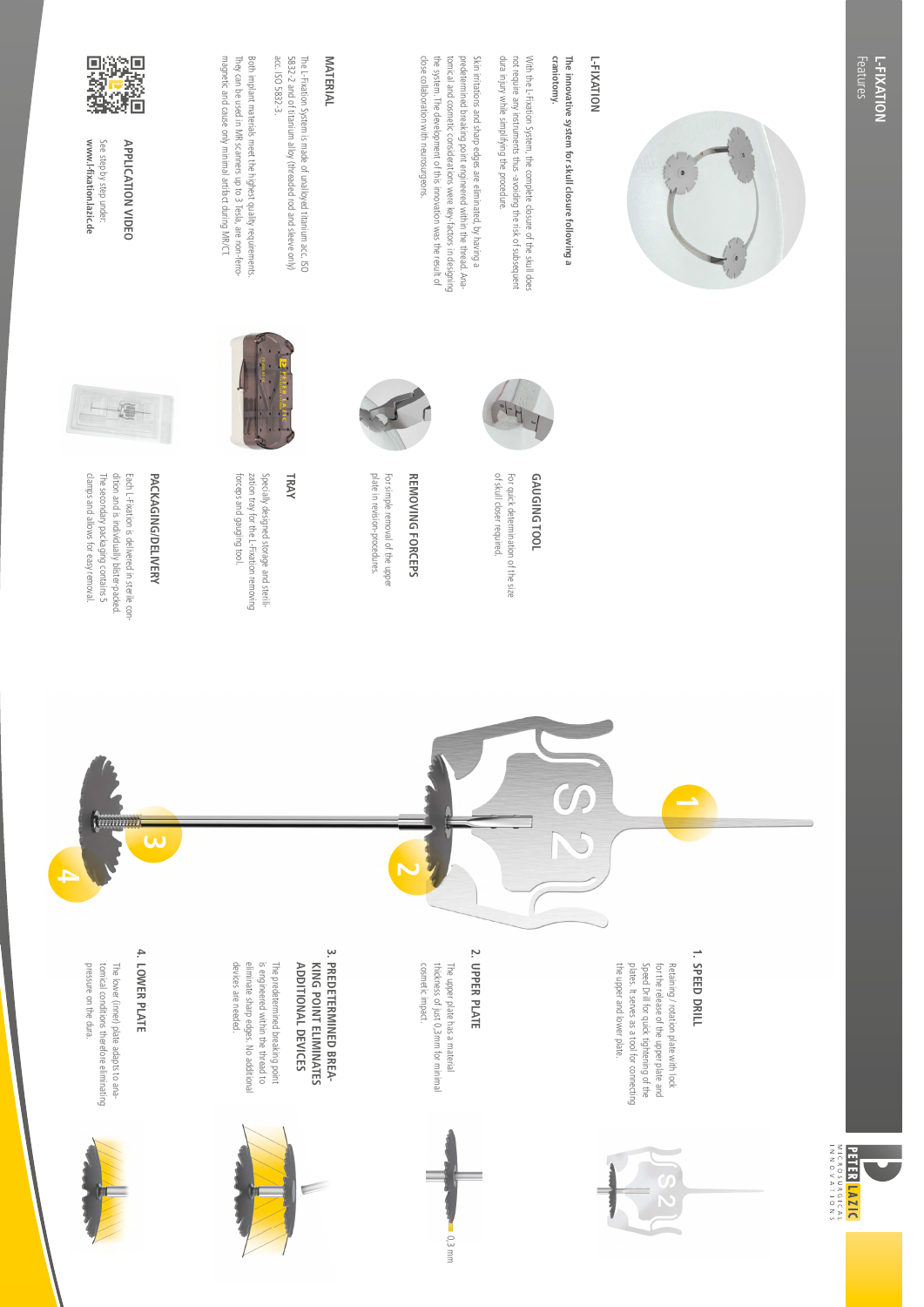# L-FIXATION

## The innovative system for skull closure following a craniotomy.

With the L-Fixation System, the complete closure of the skull does not require any instruments thus -avoiding the risk of subsequent dura injury while simplifying the procedure.

Skin irritations and sharp edges are eliminated, by having a predetermined breaking point engineered within the thread. Anatomical and cosmetic considerations were key-factors in designing the system. The development of this innovation was the result of close collaboration with neurosurgeons.

## MATERIAL

The L-Fixation System is made of unalloyed titanium acc. ISO 5832-2 and of titanium alloy (threaded rod and sleeve only) acc. ISO 5832-3.

Both implant materials meet the highest quality requirements. They can be used in MR scanners up to 3 Tesla, are non-ferromagnetic and cause only minimal artifact during MR/CT.

## APPLICATION VIDEO

See step by step under:
**www.l-fixation.lazic.de**

## GAUGING TOOL

For quick determination of the size of skull closer required.

## REMOVING FORCEPS

For simple removal of the upper plate in revision-procedures.

## TRAY

Specially designed storage and sterilization tray for the L-Fixation removing forceps and gauging tool.

## PACKAGING/DELIVERY

Each L-Fixation is delivered in sterile condition and is individually blister-packed. The secondary packaging contains 5 clamps and allows for easy removal.

## 1. SPEED DRILL

Retaining / rotation plate with lock for the release of the upper plate and Speed Drill for quick tightening of the plates. It serves as a tool for connecting the upper and lower plate.

## 2. UPPER PLATE

The upper plate has a material thickness of just 0,3 mm for minimal cosmetic impact.

0,3 mm

## 3. PREDETERMINED BREAKING POINT ELIMINATES ADDITIONAL DEVICES

The predetermined breaking point is engineered within the thread to eliminate sharp edges. No additional devices are needed.

## 4. LOWER PLATE

The lower (inner) plate adapts to anatomical conditions therefore eliminating pressure on the dura.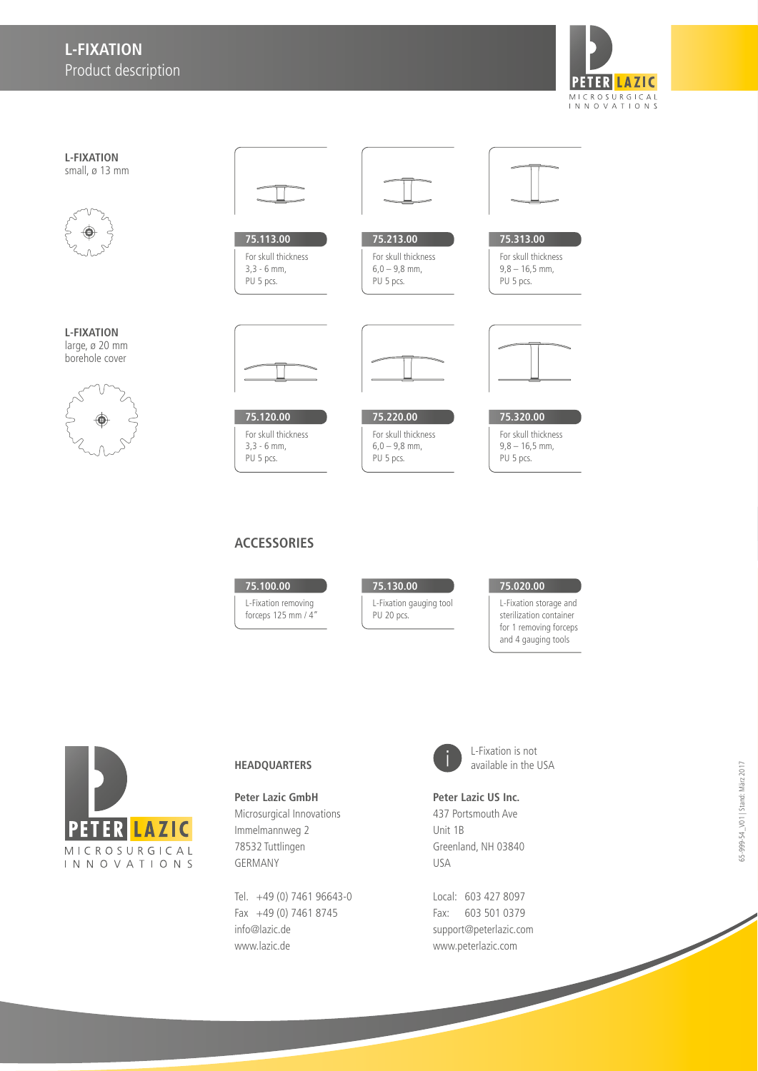# L-FIXATION
Product description

**L-FIXATION**
small, ø 13 mm

**75.113.00**
For skull thickness
3,3 - 6 mm,
PU 5 pcs.

**75.213.00**
For skull thickness
6,0 – 9,8 mm,
PU 5 pcs.

**75.313.00**
For skull thickness
9,8 – 16,5 mm,
PU 5 pcs.

**L-FIXATION**
large, ø 20 mm
borehole cover

**75.120.00**
For skull thickness
3,3 - 6 mm,
PU 5 pcs.

**75.220.00**
For skull thickness
6,0 – 9,8 mm,
PU 5 pcs.

**75.320.00**
For skull thickness
9,8 – 16,5 mm,
PU 5 pcs.

## ACCESSORIES

**75.100.00**
L-Fixation removing forceps 125 mm / 4″

**75.130.00**
L-Fixation gauging tool
PU 20 pcs.

**75.020.00**
L-Fixation storage and sterilization container for 1 removing forceps and 4 gauging tools

### HEADQUARTERS

**Peter Lazic GmbH**
Microsurgical Innovations
Immelmannweg 2
78532 Tuttlingen
GERMANY

Tel. +49 (0) 7461 96643-0
Fax +49 (0) 7461 8745
info@lazic.de
www.lazic.de

L-Fixation is not available in the USA

**Peter Lazic US Inc.**
437 Portsmouth Ave
Unit 1B
Greenland, NH 03840
USA

Local: 603 427 8097
Fax: 603 501 0379
support@peterlazic.com
www.peterlazic.com

65-999-54_V01 | Stand: März 2017